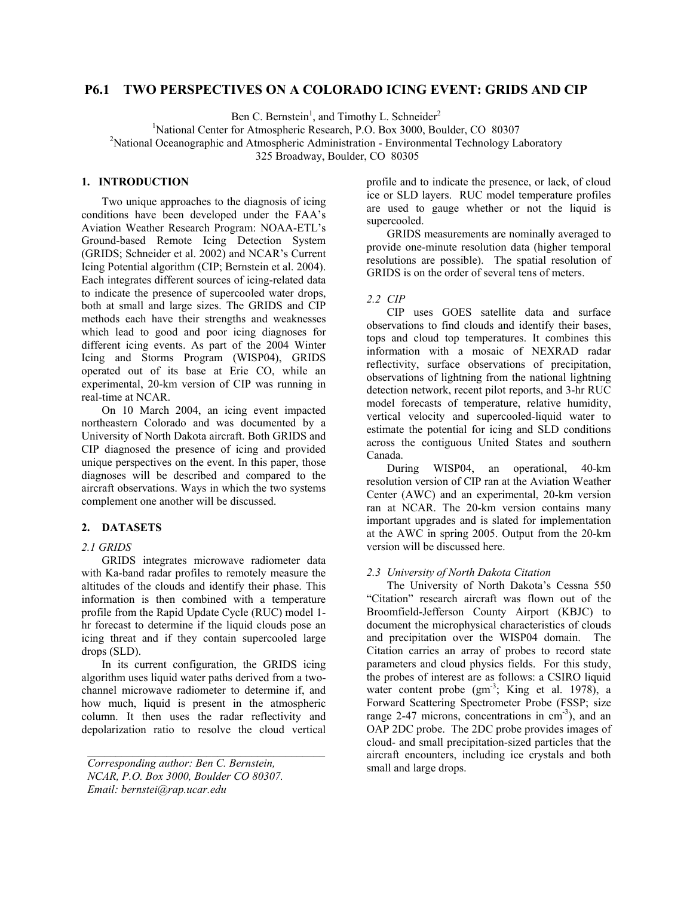# P6.1 TWO PERSPECTIVES ON A COLORADO ICING EVENT: GRIDS AND CIP

Ben C. Bernstein[1], and Timothy L. Schneider[2]

[1]National Center for Atmospheric Research, P.O. Box 3000, Boulder, CO 80307
[2]National Oceanographic and Atmospheric Administration - Environmental Technology Laboratory
325 Broadway, Boulder, CO 80305

## 1. INTRODUCTION

Two unique approaches to the diagnosis of icing conditions have been developed under the FAA's Aviation Weather Research Program: NOAA-ETL's Ground-based Remote Icing Detection System (GRIDS; Schneider et al. 2002) and NCAR's Current Icing Potential algorithm (CIP; Bernstein et al. 2004). Each integrates different sources of icing-related data to indicate the presence of supercooled water drops, both at small and large sizes. The GRIDS and CIP methods each have their strengths and weaknesses which lead to good and poor icing diagnoses for different icing events. As part of the 2004 Winter Icing and Storms Program (WISP04), GRIDS operated out of its base at Erie CO, while an experimental, 20-km version of CIP was running in real-time at NCAR.

On 10 March 2004, an icing event impacted northeastern Colorado and was documented by a University of North Dakota aircraft. Both GRIDS and CIP diagnosed the presence of icing and provided unique perspectives on the event. In this paper, those diagnoses will be described and compared to the aircraft observations. Ways in which the two systems complement one another will be discussed.

## 2. DATASETS

### *2.1 GRIDS*

GRIDS integrates microwave radiometer data with Ka-band radar profiles to remotely measure the altitudes of the clouds and identify their phase. This information is then combined with a temperature profile from the Rapid Update Cycle (RUC) model 1-hr forecast to determine if the liquid clouds pose an icing threat and if they contain supercooled large drops (SLD).

In its current configuration, the GRIDS icing algorithm uses liquid water paths derived from a two-channel microwave radiometer to determine if, and how much, liquid is present in the atmospheric column. It then uses the radar reflectivity and depolarization ratio to resolve the cloud vertical profile and to indicate the presence, or lack, of cloud ice or SLD layers. RUC model temperature profiles are used to gauge whether or not the liquid is supercooled.

GRIDS measurements are nominally averaged to provide one-minute resolution data (higher temporal resolutions are possible). The spatial resolution of GRIDS is on the order of several tens of meters.

### *2.2 CIP*

CIP uses GOES satellite data and surface observations to find clouds and identify their bases, tops and cloud top temperatures. It combines this information with a mosaic of NEXRAD radar reflectivity, surface observations of precipitation, observations of lightning from the national lightning detection network, recent pilot reports, and 3-hr RUC model forecasts of temperature, relative humidity, vertical velocity and supercooled-liquid water to estimate the potential for icing and SLD conditions across the contiguous United States and southern Canada.

During WISP04, an operational, 40-km resolution version of CIP ran at the Aviation Weather Center (AWC) and an experimental, 20-km version ran at NCAR. The 20-km version contains many important upgrades and is slated for implementation at the AWC in spring 2005. Output from the 20-km version will be discussed here.

### *2.3 University of North Dakota Citation*

The University of North Dakota's Cessna 550 "Citation" research aircraft was flown out of the Broomfield-Jefferson County Airport (KBJC) to document the microphysical characteristics of clouds and precipitation over the WISP04 domain. The Citation carries an array of probes to record state parameters and cloud physics fields. For this study, the probes of interest are as follows: a CSIRO liquid water content probe ($gm^{-3}$; King et al. 1978), a Forward Scattering Spectrometer Probe (FSSP; size range 2-47 microns, concentrations in $cm^{-3}$), and an OAP 2DC probe. The 2DC probe provides images of cloud- and small precipitation-sized particles that the aircraft encounters, including ice crystals and both small and large drops.

---

*Corresponding author: Ben C. Bernstein, NCAR, P.O. Box 3000, Boulder CO 80307. Email: bernstei@rap.ucar.edu*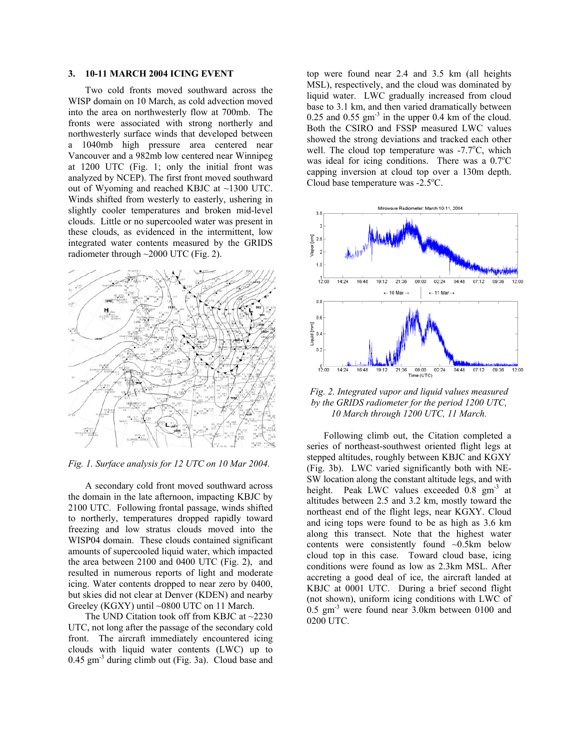## 3. 10-11 MARCH 2004 ICING EVENT

Two cold fronts moved southward across the WISP domain on 10 March, as cold advection moved into the area on northwesterly flow at 700mb. The fronts were associated with strong northerly and northwesterly surface winds that developed between a 1040mb high pressure area centered near Vancouver and a 982mb low centered near Winnipeg at 1200 UTC (Fig. 1; only the initial front was analyzed by NCEP). The first front moved southward out of Wyoming and reached KBJC at ~1300 UTC. Winds shifted from westerly to easterly, ushering in slightly cooler temperatures and broken mid-level clouds. Little or no supercooled water was present in these clouds, as evidenced in the intermittent, low integrated water contents measured by the GRIDS radiometer through ~2000 UTC (Fig. 2).

*Fig. 1. Surface analysis for 12 UTC on 10 Mar 2004.*

A secondary cold front moved southward across the domain in the late afternoon, impacting KBJC by 2100 UTC. Following frontal passage, winds shifted to northerly, temperatures dropped rapidly toward freezing and low stratus clouds moved into the WISP04 domain. These clouds contained significant amounts of supercooled liquid water, which impacted the area between 2100 and 0400 UTC (Fig. 2), and resulted in numerous reports of light and moderate icing. Water contents dropped to near zero by 0400, but skies did not clear at Denver (KDEN) and nearby Greeley (KGXY) until ~0800 UTC on 11 March.

The UND Citation took off from KBJC at ~2230 UTC, not long after the passage of the secondary cold front. The aircraft immediately encountered icing clouds with liquid water contents (LWC) up to 0.45 gm$^{-3}$ during climb out (Fig. 3a). Cloud base and top were found near 2.4 and 3.5 km (all heights MSL), respectively, and the cloud was dominated by liquid water. LWC gradually increased from cloud base to 3.1 km, and then varied dramatically between 0.25 and 0.55 gm$^{-3}$ in the upper 0.4 km of the cloud. Both the CSIRO and FSSP measured LWC values showed the strong deviations and tracked each other well. The cloud top temperature was -7.7°C, which was ideal for icing conditions. There was a 0.7°C capping inversion at cloud top over a 130m depth. Cloud base temperature was -2.5°C.

*Fig. 2. Integrated vapor and liquid values measured by the GRIDS radiometer for the period 1200 UTC, 10 March through 1200 UTC, 11 March.*

Following climb out, the Citation completed a series of northeast-southwest oriented flight legs at stepped altitudes, roughly between KBJC and KGXY (Fig. 3b). LWC varied significantly both with NE-SW location along the constant altitude legs, and with height. Peak LWC values exceeded 0.8 gm$^{-3}$ at altitudes between 2.5 and 3.2 km, mostly toward the northeast end of the flight legs, near KGXY. Cloud and icing tops were found to be as high as 3.6 km along this transect. Note that the highest water contents were consistently found ~0.5km below cloud top in this case. Toward cloud base, icing conditions were found as low as 2.3km MSL. After accreting a good deal of ice, the aircraft landed at KBJC at 0001 UTC. During a brief second flight (not shown), uniform icing conditions with LWC of 0.5 gm$^{-3}$ were found near 3.0km between 0100 and 0200 UTC.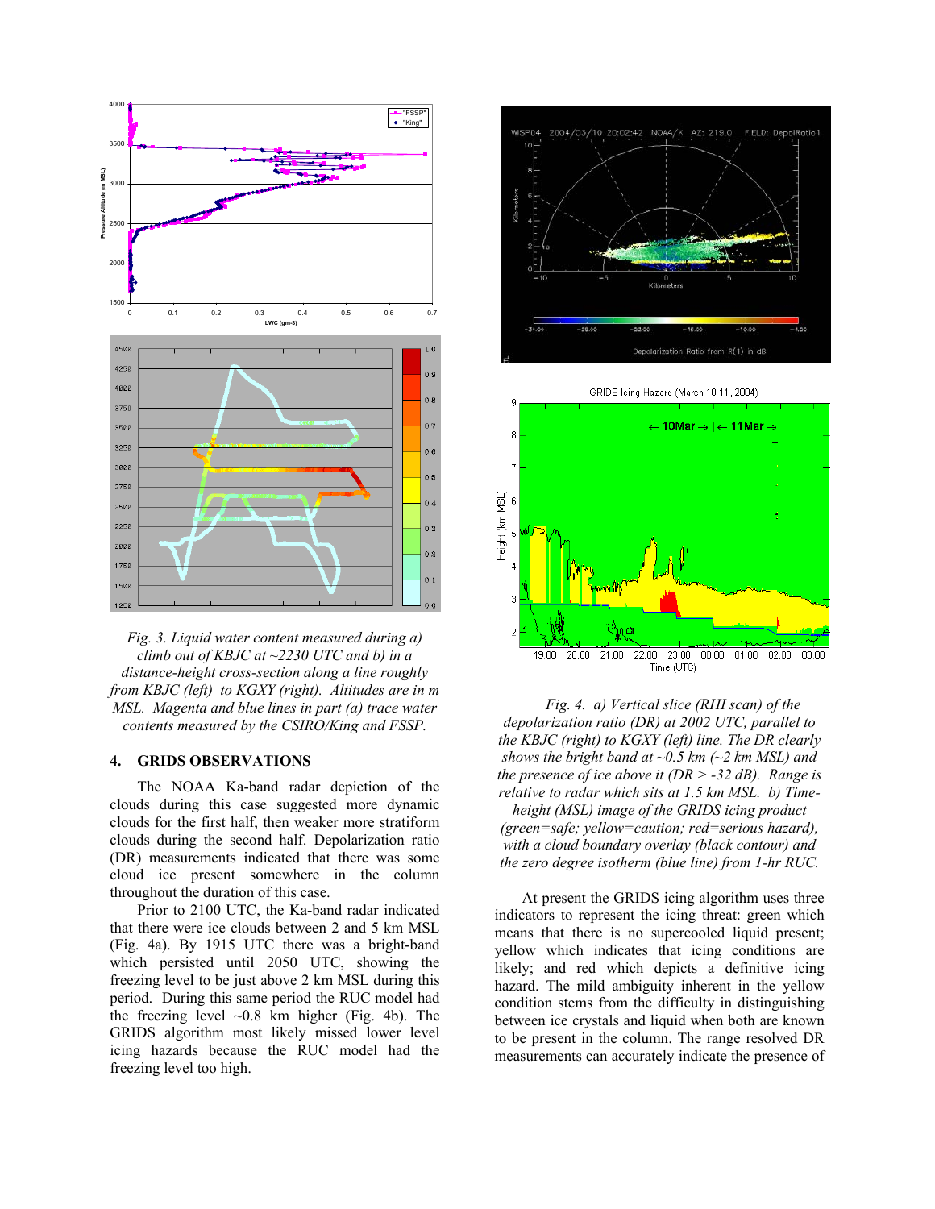*Fig. 3. Liquid water content measured during a) climb out of KBJC at ~2230 UTC and b) in a distance-height cross-section along a line roughly from KBJC (left) to KGXY (right). Altitudes are in m MSL. Magenta and blue lines in part (a) trace water contents measured by the CSIRO/King and FSSP.*

## 4. GRIDS OBSERVATIONS

The NOAA Ka-band radar depiction of the clouds during this case suggested more dynamic clouds for the first half, then weaker more stratiform clouds during the second half. Depolarization ratio (DR) measurements indicated that there was some cloud ice present somewhere in the column throughout the duration of this case.

Prior to 2100 UTC, the Ka-band radar indicated that there were ice clouds between 2 and 5 km MSL (Fig. 4a). By 1915 UTC there was a bright-band which persisted until 2050 UTC, showing the freezing level to be just above 2 km MSL during this period. During this same period the RUC model had the freezing level ~0.8 km higher (Fig. 4b). The GRIDS algorithm most likely missed lower level icing hazards because the RUC model had the freezing level too high.

*Fig. 4. a) Vertical slice (RHI scan) of the depolarization ratio (DR) at 2002 UTC, parallel to the KBJC (right) to KGXY (left) line. The DR clearly shows the bright band at ~0.5 km (~2 km MSL) and the presence of ice above it (DR > -32 dB). Range is relative to radar which sits at 1.5 km MSL. b) Time-height (MSL) image of the GRIDS icing product (green=safe; yellow=caution; red=serious hazard), with a cloud boundary overlay (black contour) and the zero degree isotherm (blue line) from 1-hr RUC.*

At present the GRIDS icing algorithm uses three indicators to represent the icing threat: green which means that there is no supercooled liquid present; yellow which indicates that icing conditions are likely; and red which depicts a definitive icing hazard. The mild ambiguity inherent in the yellow condition stems from the difficulty in distinguishing between ice crystals and liquid when both are known to be present in the column. The range resolved DR measurements can accurately indicate the presence of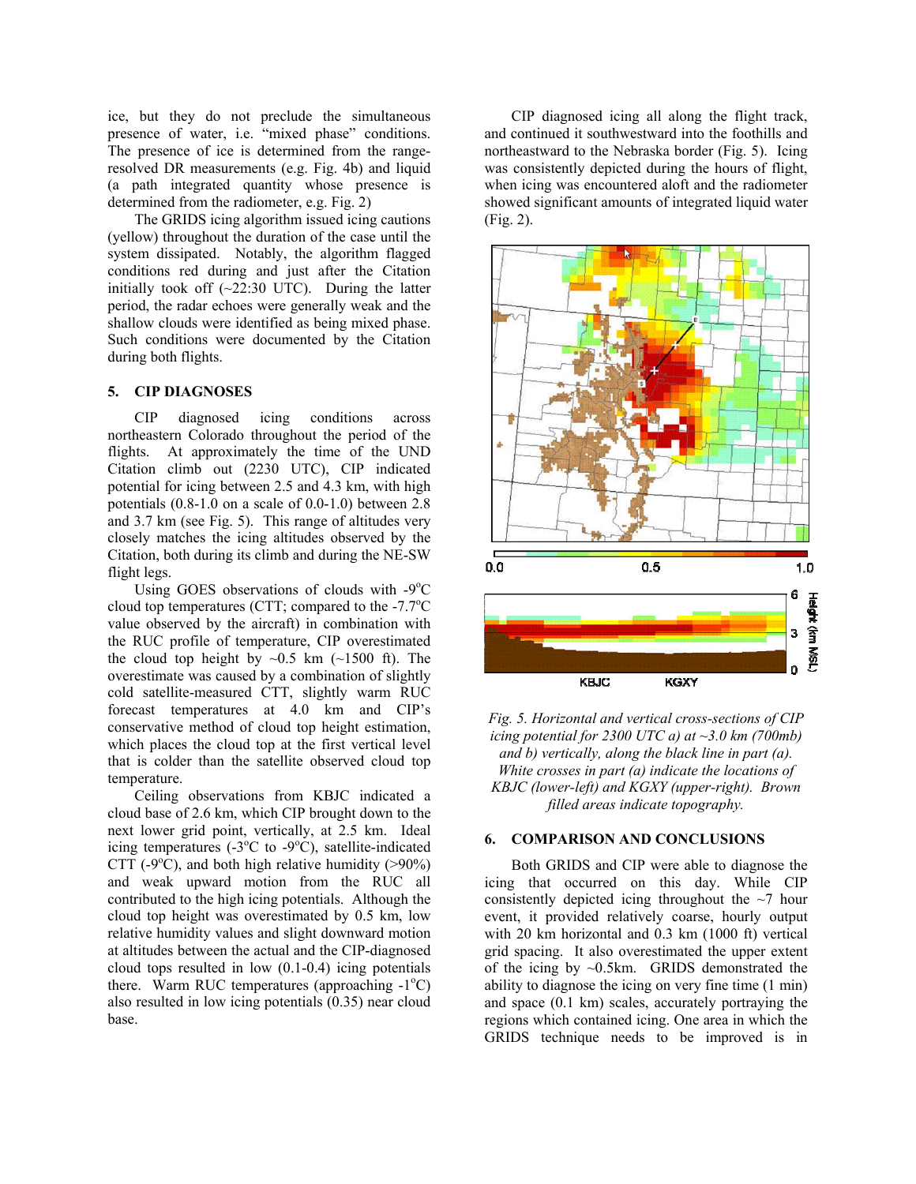ice, but they do not preclude the simultaneous presence of water, i.e. "mixed phase" conditions. The presence of ice is determined from the range-resolved DR measurements (e.g. Fig. 4b) and liquid (a path integrated quantity whose presence is determined from the radiometer, e.g. Fig. 2)

The GRIDS icing algorithm issued icing cautions (yellow) throughout the duration of the case until the system dissipated. Notably, the algorithm flagged conditions red during and just after the Citation initially took off (~22:30 UTC). During the latter period, the radar echoes were generally weak and the shallow clouds were identified as being mixed phase. Such conditions were documented by the Citation during both flights.

## 5. CIP DIAGNOSES

CIP diagnosed icing conditions across northeastern Colorado throughout the period of the flights. At approximately the time of the UND Citation climb out (2230 UTC), CIP indicated potential for icing between 2.5 and 4.3 km, with high potentials (0.8-1.0 on a scale of 0.0-1.0) between 2.8 and 3.7 km (see Fig. 5). This range of altitudes very closely matches the icing altitudes observed by the Citation, both during its climb and during the NE-SW flight legs.

Using GOES observations of clouds with -9°C cloud top temperatures (CTT; compared to the -7.7°C value observed by the aircraft) in combination with the RUC profile of temperature, CIP overestimated the cloud top height by ~0.5 km (~1500 ft). The overestimate was caused by a combination of slightly cold satellite-measured CTT, slightly warm RUC forecast temperatures at 4.0 km and CIP's conservative method of cloud top height estimation, which places the cloud top at the first vertical level that is colder than the satellite observed cloud top temperature.

Ceiling observations from KBJC indicated a cloud base of 2.6 km, which CIP brought down to the next lower grid point, vertically, at 2.5 km. Ideal icing temperatures (-3°C to -9°C), satellite-indicated CTT (-9°C), and both high relative humidity (>90%) and weak upward motion from the RUC all contributed to the high icing potentials. Although the cloud top height was overestimated by 0.5 km, low relative humidity values and slight downward motion at altitudes between the actual and the CIP-diagnosed cloud tops resulted in low (0.1-0.4) icing potentials there. Warm RUC temperatures (approaching -1°C) also resulted in low icing potentials (0.35) near cloud base.

CIP diagnosed icing all along the flight track, and continued it southwestward into the foothills and northeastward to the Nebraska border (Fig. 5). Icing was consistently depicted during the hours of flight, when icing was encountered aloft and the radiometer showed significant amounts of integrated liquid water (Fig. 2).

*Fig. 5. Horizontal and vertical cross-sections of CIP icing potential for 2300 UTC a) at ~3.0 km (700mb) and b) vertically, along the black line in part (a). White crosses in part (a) indicate the locations of KBJC (lower-left) and KGXY (upper-right). Brown filled areas indicate topography.*

## 6. COMPARISON AND CONCLUSIONS

Both GRIDS and CIP were able to diagnose the icing that occurred on this day. While CIP consistently depicted icing throughout the ~7 hour event, it provided relatively coarse, hourly output with 20 km horizontal and 0.3 km (1000 ft) vertical grid spacing. It also overestimated the upper extent of the icing by ~0.5km. GRIDS demonstrated the ability to diagnose the icing on very fine time (1 min) and space (0.1 km) scales, accurately portraying the regions which contained icing. One area in which the GRIDS technique needs to be improved is in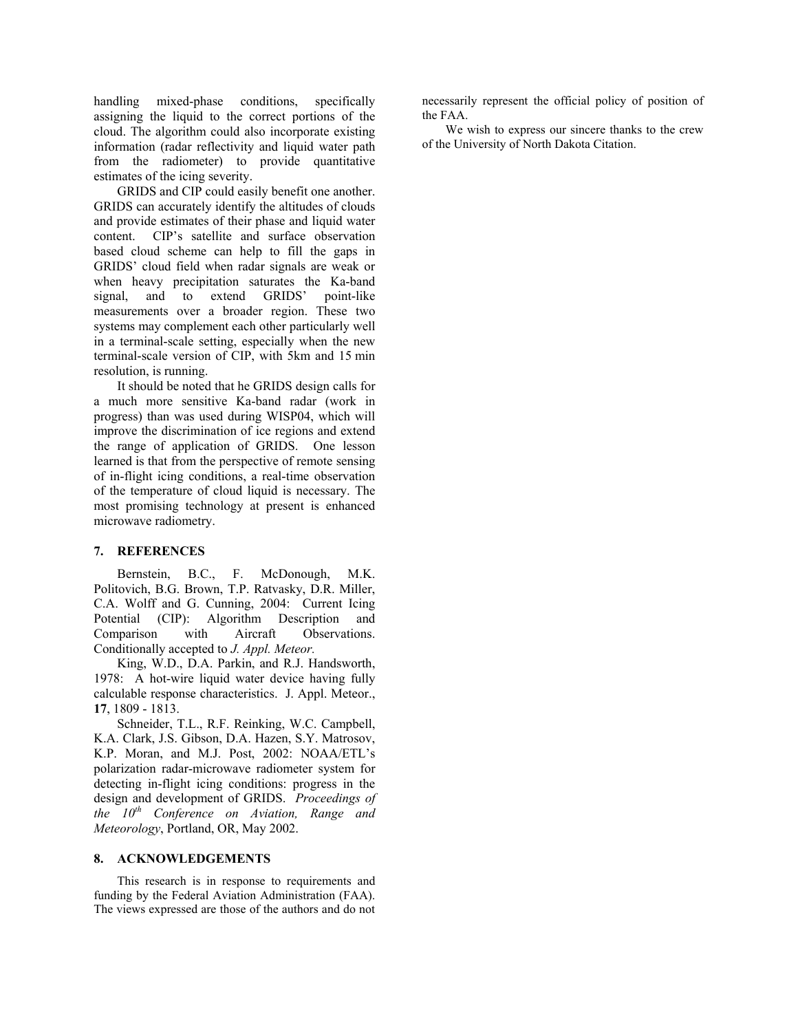handling mixed-phase conditions, specifically assigning the liquid to the correct portions of the cloud. The algorithm could also incorporate existing information (radar reflectivity and liquid water path from the radiometer) to provide quantitative estimates of the icing severity.

GRIDS and CIP could easily benefit one another. GRIDS can accurately identify the altitudes of clouds and provide estimates of their phase and liquid water content. CIP's satellite and surface observation based cloud scheme can help to fill the gaps in GRIDS' cloud field when radar signals are weak or when heavy precipitation saturates the Ka-band signal, and to extend GRIDS' point-like measurements over a broader region. These two systems may complement each other particularly well in a terminal-scale setting, especially when the new terminal-scale version of CIP, with 5km and 15 min resolution, is running.

It should be noted that he GRIDS design calls for a much more sensitive Ka-band radar (work in progress) than was used during WISP04, which will improve the discrimination of ice regions and extend the range of application of GRIDS. One lesson learned is that from the perspective of remote sensing of in-flight icing conditions, a real-time observation of the temperature of cloud liquid is necessary. The most promising technology at present is enhanced microwave radiometry.

## 7. REFERENCES

Bernstein, B.C., F. McDonough, M.K. Politovich, B.G. Brown, T.P. Ratvasky, D.R. Miller, C.A. Wolff and G. Cunning, 2004: Current Icing Potential (CIP): Algorithm Description and Comparison with Aircraft Observations. Conditionally accepted to *J. Appl. Meteor.*

King, W.D., D.A. Parkin, and R.J. Handsworth, 1978: A hot-wire liquid water device having fully calculable response characteristics. J. Appl. Meteor., **17**, 1809 - 1813.

Schneider, T.L., R.F. Reinking, W.C. Campbell, K.A. Clark, J.S. Gibson, D.A. Hazen, S.Y. Matrosov, K.P. Moran, and M.J. Post, 2002: NOAA/ETL's polarization radar-microwave radiometer system for detecting in-flight icing conditions: progress in the design and development of GRIDS. *Proceedings of the 10th Conference on Aviation, Range and Meteorology*, Portland, OR, May 2002.

## 8. ACKNOWLEDGEMENTS

This research is in response to requirements and funding by the Federal Aviation Administration (FAA). The views expressed are those of the authors and do not necessarily represent the official policy of position of the FAA.

We wish to express our sincere thanks to the crew of the University of North Dakota Citation.